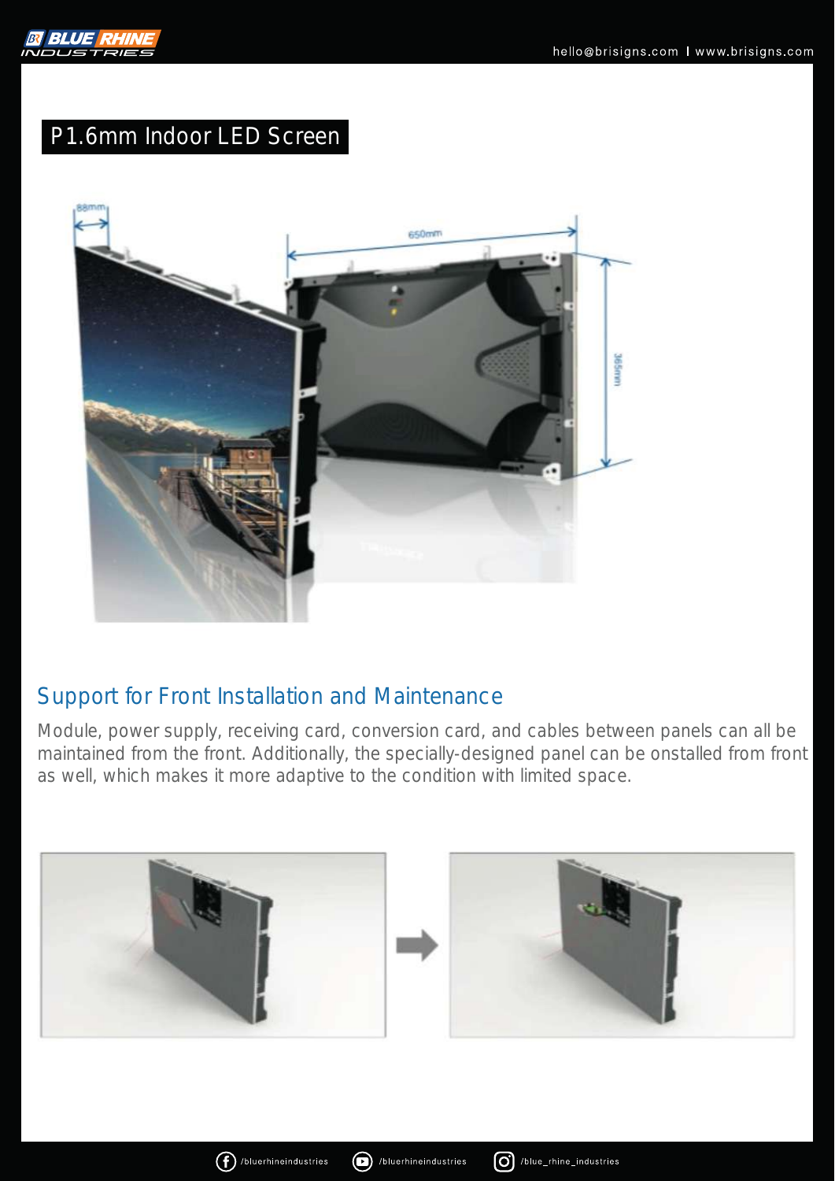# P1.6mm Indoor LED Screen

## Support for Front Installation and Maintenance

Module, power supply, receiving card, conversion card, and cables between panels can all be maintained from the front. Additionally, the specially-designed panel can be onstalled from front as well, which makes it more adaptive to the condition with limited space.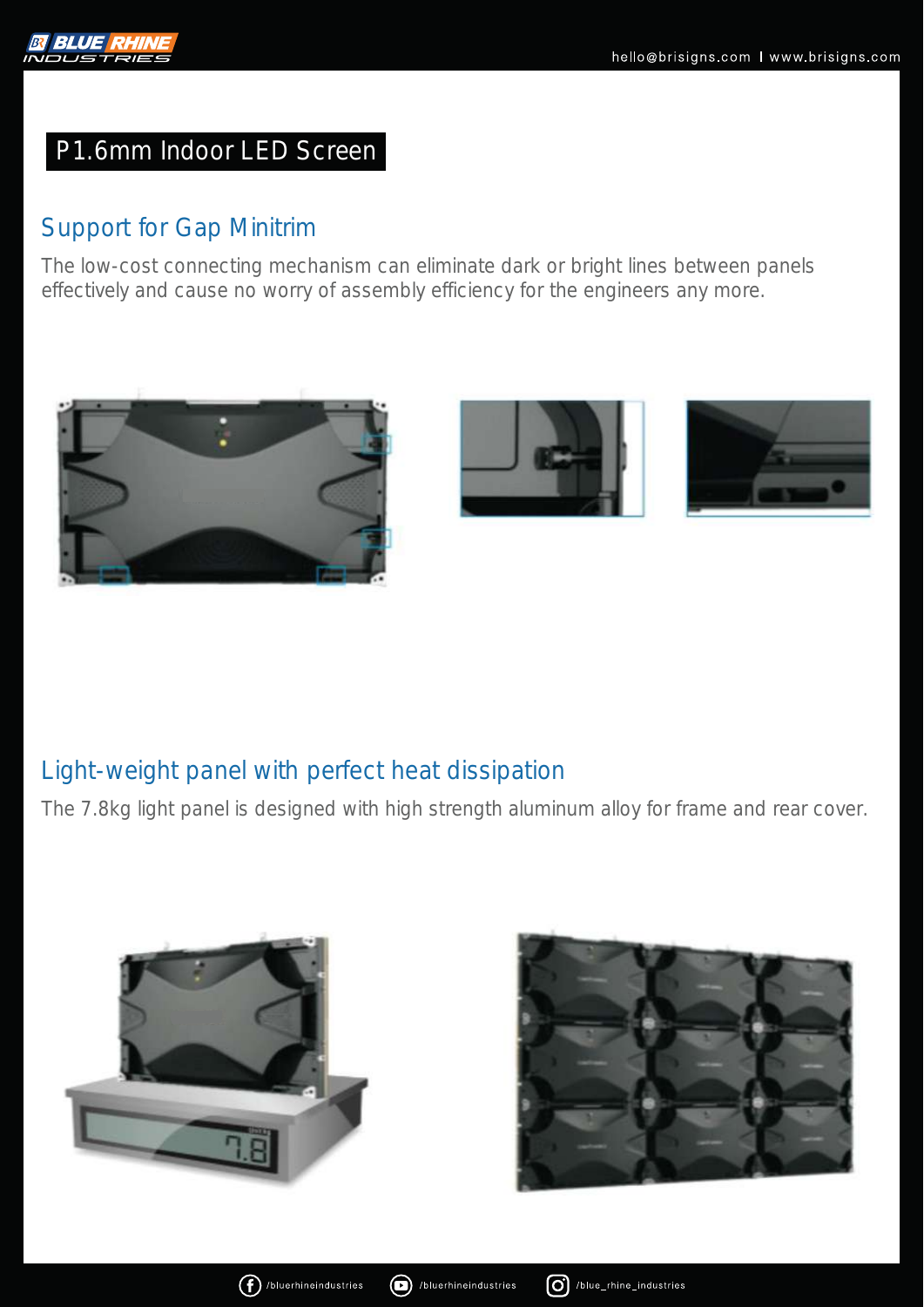# P1.6mm Indoor LED Screen

## Support for Gap Minitrim

The low-cost connecting mechanism can eliminate dark or bright lines between panels effectively and cause no worry of assembly efficiency for the engineers any more.

## Light-weight panel with perfect heat dissipation

The 7.8kg light panel is designed with high strength aluminum alloy for frame and rear cover.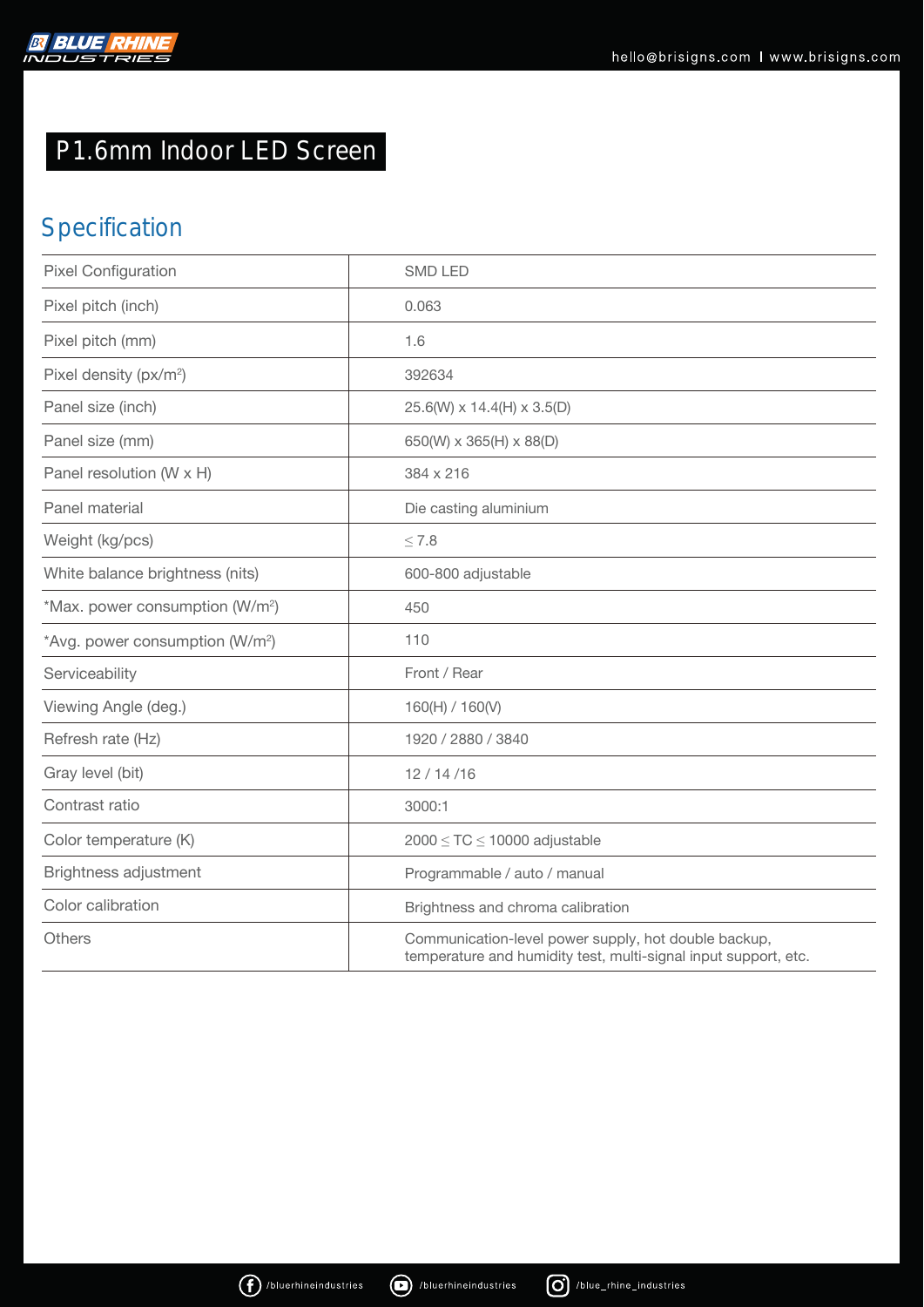# P1.6mm Indoor LED Screen

## Specification

| | |
|---|---|
| Pixel Configuration | SMD LED |
| Pixel pitch (inch) | 0.063 |
| Pixel pitch (mm) | 1.6 |
| Pixel density (px/m$^2$) | 392634 |
| Panel size (inch) | 25.6(W) x 14.4(H) x 3.5(D) |
| Panel size (mm) | 650(W) x 365(H) x 88(D) |
| Panel resolution (W x H) | 384 x 216 |
| Panel material | Die casting aluminium |
| Weight (kg/pcs) | ≤ 7.8 |
| White balance brightness (nits) | 600-800 adjustable |
| *Max. power consumption (W/m$^2$) | 450 |
| *Avg. power consumption (W/m$^2$) | 110 |
| Serviceability | Front / Rear |
| Viewing Angle (deg.) | 160(H) / 160(V) |
| Refresh rate (Hz) | 1920 / 2880 / 3840 |
| Gray level (bit) | 12 / 14 /16 |
| Contrast ratio | 3000:1 |
| Color temperature (K) | 2000 ≤ TC ≤ 10000 adjustable |
| Brightness adjustment | Programmable / auto / manual |
| Color calibration | Brightness and chroma calibration |
| Others | Communication-level power supply, hot double backup, temperature and humidity test, multi-signal input support, etc. |